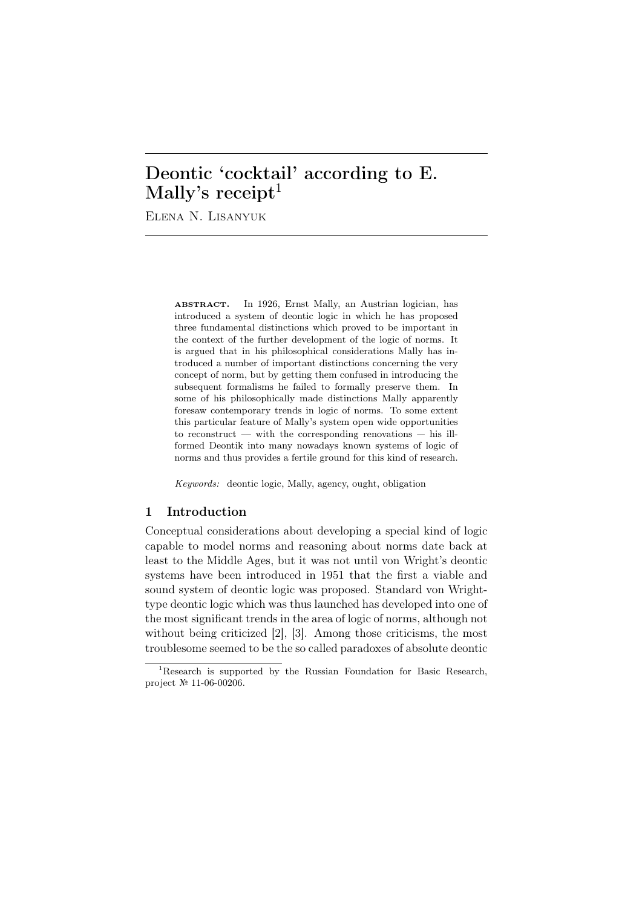# Deontic 'cocktail' according to E. Mally's receipt[1]

Elena N. Lisanyuk

**abstract.** In 1926, Ernst Mally, an Austrian logician, has introduced a system of deontic logic in which he has proposed three fundamental distinctions which proved to be important in the context of the further development of the logic of norms. It is argued that in his philosophical considerations Mally has introduced a number of important distinctions concerning the very concept of norm, but by getting them confused in introducing the subsequent formalisms he failed to formally preserve them. In some of his philosophically made distinctions Mally apparently foresaw contemporary trends in logic of norms. To some extent this particular feature of Mally's system open wide opportunities to reconstruct — with the corresponding renovations — his ill-formed Deontik into many nowadays known systems of logic of norms and thus provides a fertile ground for this kind of research.

*Keywords:* deontic logic, Mally, agency, ought, obligation

## 1 Introduction

Conceptual considerations about developing a special kind of logic capable to model norms and reasoning about norms date back at least to the Middle Ages, but it was not until von Wright's deontic systems have been introduced in 1951 that the first a viable and sound system of deontic logic was proposed. Standard von Wright-type deontic logic which was thus launched has developed into one of the most significant trends in the area of logic of norms, although not without being criticized [2], [3]. Among those criticisms, the most troublesome seemed to be the so called paradoxes of absolute deontic

[1] Research is supported by the Russian Foundation for Basic Research, project № 11-06-00206.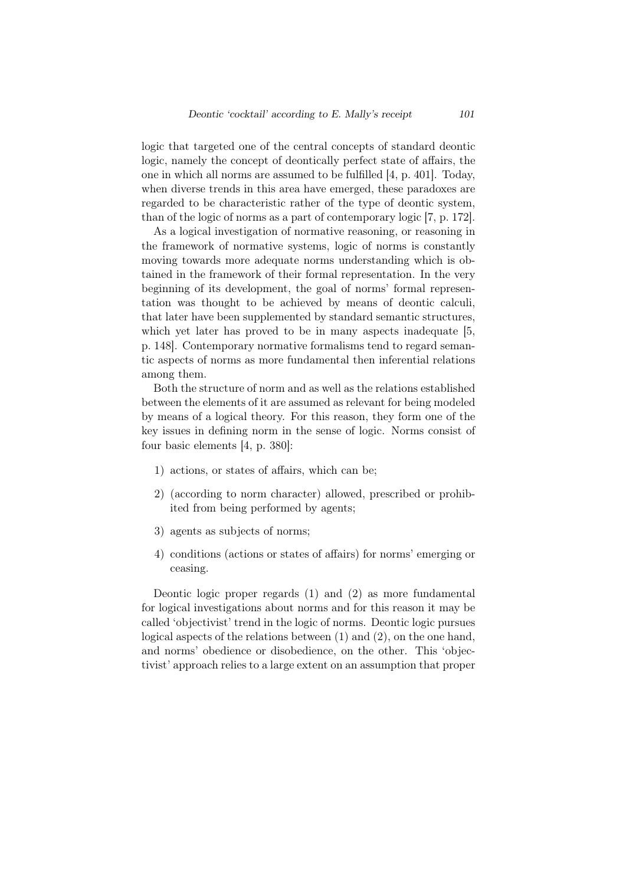logic that targeted one of the central concepts of standard deontic logic, namely the concept of deontically perfect state of affairs, the one in which all norms are assumed to be fulfilled [4, p. 401]. Today, when diverse trends in this area have emerged, these paradoxes are regarded to be characteristic rather of the type of deontic system, than of the logic of norms as a part of contemporary logic [7, p. 172].

As a logical investigation of normative reasoning, or reasoning in the framework of normative systems, logic of norms is constantly moving towards more adequate norms understanding which is obtained in the framework of their formal representation. In the very beginning of its development, the goal of norms' formal representation was thought to be achieved by means of deontic calculi, that later have been supplemented by standard semantic structures, which yet later has proved to be in many aspects inadequate [5, p. 148]. Contemporary normative formalisms tend to regard semantic aspects of norms as more fundamental then inferential relations among them.

Both the structure of norm and as well as the relations established between the elements of it are assumed as relevant for being modeled by means of a logical theory. For this reason, they form one of the key issues in defining norm in the sense of logic. Norms consist of four basic elements [4, p. 380]:

1) actions, or states of affairs, which can be;
2) (according to norm character) allowed, prescribed or prohibited from being performed by agents;
3) agents as subjects of norms;
4) conditions (actions or states of affairs) for norms' emerging or ceasing.

Deontic logic proper regards (1) and (2) as more fundamental for logical investigations about norms and for this reason it may be called 'objectivist' trend in the logic of norms. Deontic logic pursues logical aspects of the relations between (1) and (2), on the one hand, and norms' obedience or disobedience, on the other. This 'objectivist' approach relies to a large extent on an assumption that proper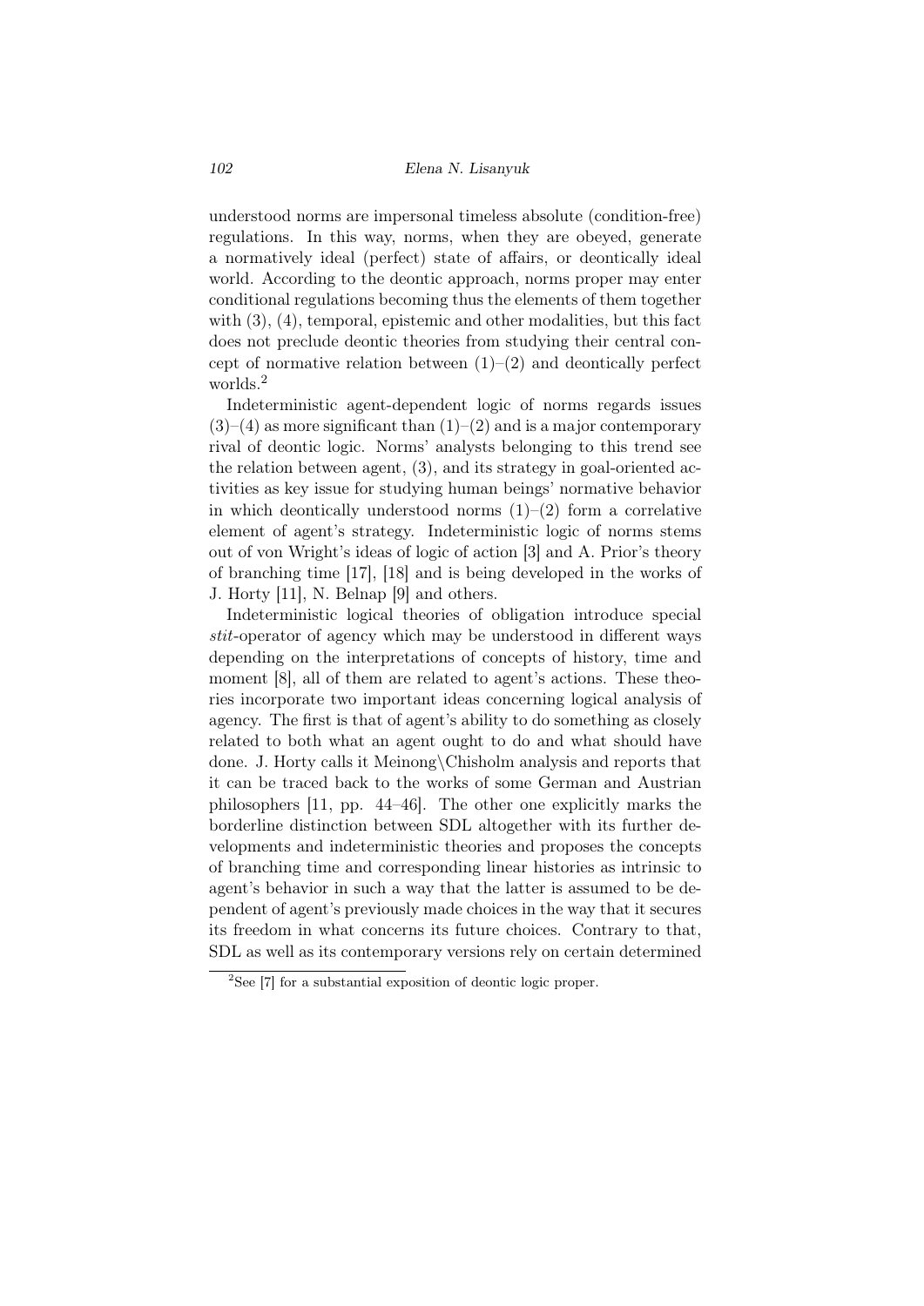understood norms are impersonal timeless absolute (condition-free) regulations. In this way, norms, when they are obeyed, generate a normatively ideal (perfect) state of affairs, or deontically ideal world. According to the deontic approach, norms proper may enter conditional regulations becoming thus the elements of them together with (3), (4), temporal, epistemic and other modalities, but this fact does not preclude deontic theories from studying their central concept of normative relation between (1)–(2) and deontically perfect worlds.[2]

Indeterministic agent-dependent logic of norms regards issues (3)–(4) as more significant than (1)–(2) and is a major contemporary rival of deontic logic. Norms' analysts belonging to this trend see the relation between agent, (3), and its strategy in goal-oriented activities as key issue for studying human beings' normative behavior in which deontically understood norms (1)–(2) form a correlative element of agent's strategy. Indeterministic logic of norms stems out of von Wright's ideas of logic of action [3] and A. Prior's theory of branching time [17], [18] and is being developed in the works of J. Horty [11], N. Belnap [9] and others.

Indeterministic logical theories of obligation introduce special *stit*-operator of agency which may be understood in different ways depending on the interpretations of concepts of history, time and moment [8], all of them are related to agent's actions. These theories incorporate two important ideas concerning logical analysis of agency. The first is that of agent's ability to do something as closely related to both what an agent ought to do and what should have done. J. Horty calls it Meinong\Chisholm analysis and reports that it can be traced back to the works of some German and Austrian philosophers [11, pp. 44–46]. The other one explicitly marks the borderline distinction between SDL altogether with its further developments and indeterministic theories and proposes the concepts of branching time and corresponding linear histories as intrinsic to agent's behavior in such a way that the latter is assumed to be dependent of agent's previously made choices in the way that it secures its freedom in what concerns its future choices. Contrary to that, SDL as well as its contemporary versions rely on certain determined

[2] See [7] for a substantial exposition of deontic logic proper.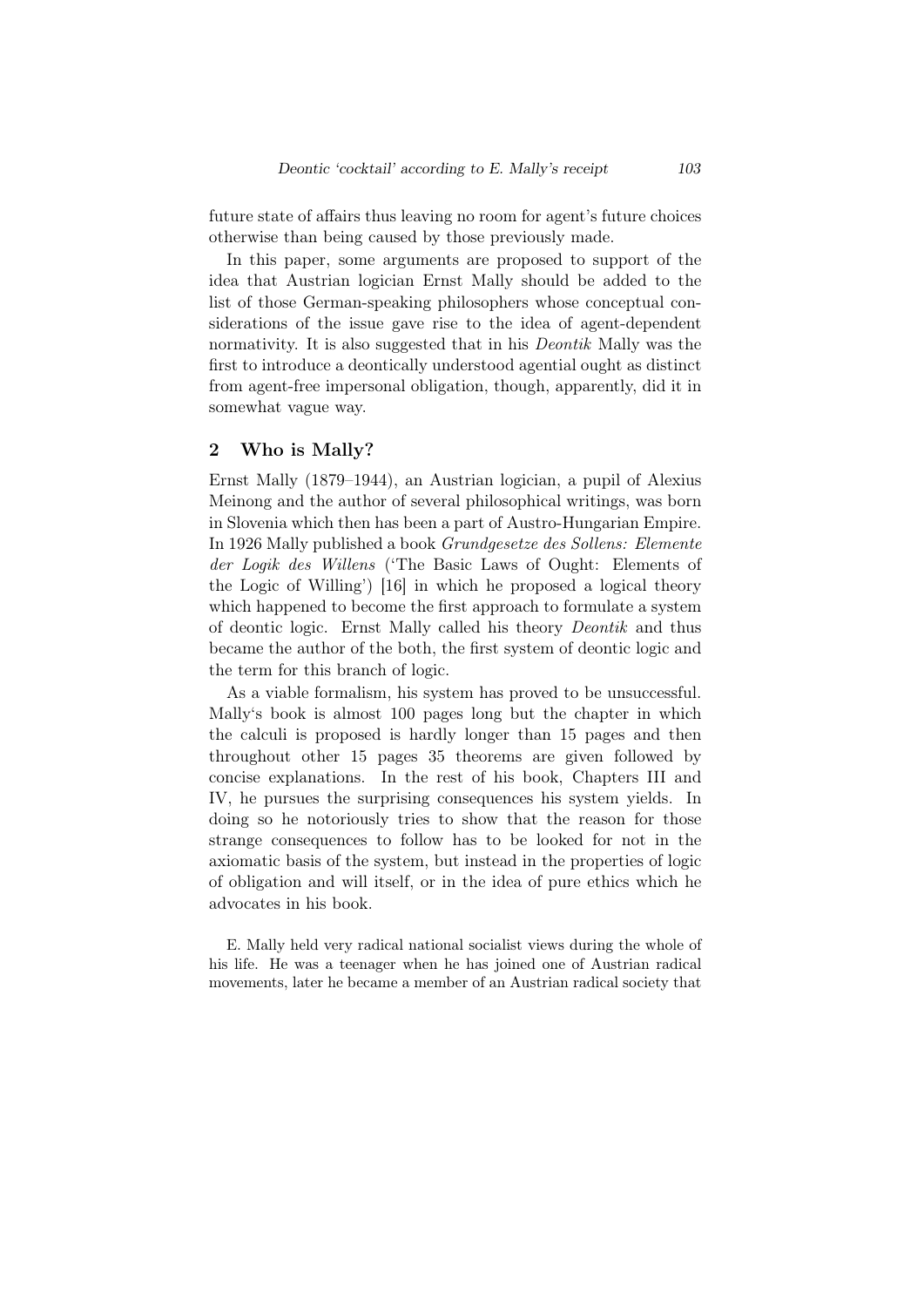future state of affairs thus leaving no room for agent's future choices otherwise than being caused by those previously made.

In this paper, some arguments are proposed to support of the idea that Austrian logician Ernst Mally should be added to the list of those German-speaking philosophers whose conceptual considerations of the issue gave rise to the idea of agent-dependent normativity. It is also suggested that in his *Deontik* Mally was the first to introduce a deontically understood agential ought as distinct from agent-free impersonal obligation, though, apparently, did it in somewhat vague way.

## 2 Who is Mally?

Ernst Mally (1879–1944), an Austrian logician, a pupil of Alexius Meinong and the author of several philosophical writings, was born in Slovenia which then has been a part of Austro-Hungarian Empire. In 1926 Mally published a book *Grundgesetze des Sollens: Elemente der Logik des Willens* ('The Basic Laws of Ought: Elements of the Logic of Willing') [16] in which he proposed a logical theory which happened to become the first approach to formulate a system of deontic logic. Ernst Mally called his theory *Deontik* and thus became the author of the both, the first system of deontic logic and the term for this branch of logic.

As a viable formalism, his system has proved to be unsuccessful. Mally's book is almost 100 pages long but the chapter in which the calculi is proposed is hardly longer than 15 pages and then throughout other 15 pages 35 theorems are given followed by concise explanations. In the rest of his book, Chapters III and IV, he pursues the surprising consequences his system yields. In doing so he notoriously tries to show that the reason for those strange consequences to follow has to be looked for not in the axiomatic basis of the system, but instead in the properties of logic of obligation and will itself, or in the idea of pure ethics which he advocates in his book.

E. Mally held very radical national socialist views during the whole of his life. He was a teenager when he has joined one of Austrian radical movements, later he became a member of an Austrian radical society that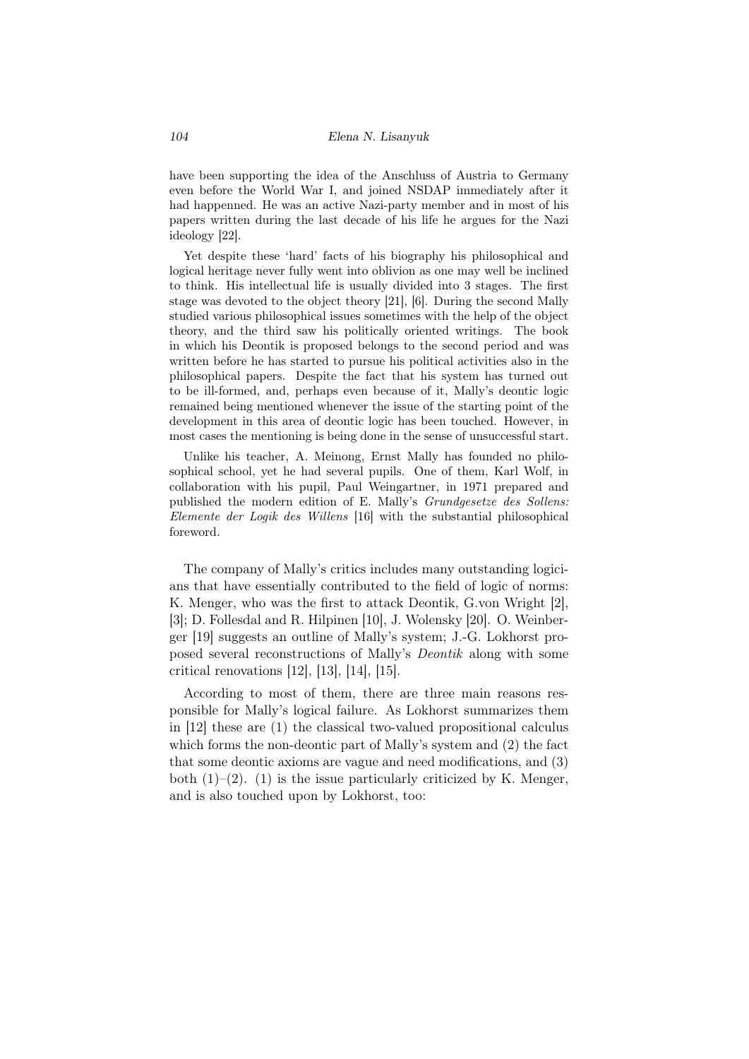have been supporting the idea of the Anschluss of Austria to Germany even before the World War I, and joined NSDAP immediately after it had happenned. He was an active Nazi-party member and in most of his papers written during the last decade of his life he argues for the Nazi ideology [22].

Yet despite these 'hard' facts of his biography his philosophical and logical heritage never fully went into oblivion as one may well be inclined to think. His intellectual life is usually divided into 3 stages. The first stage was devoted to the object theory [21], [6]. During the second Mally studied various philosophical issues sometimes with the help of the object theory, and the third saw his politically oriented writings. The book in which his Deontik is proposed belongs to the second period and was written before he has started to pursue his political activities also in the philosophical papers. Despite the fact that his system has turned out to be ill-formed, and, perhaps even because of it, Mally's deontic logic remained being mentioned whenever the issue of the starting point of the development in this area of deontic logic has been touched. However, in most cases the mentioning is being done in the sense of unsuccessful start.

Unlike his teacher, A. Meinong, Ernst Mally has founded no philosophical school, yet he had several pupils. One of them, Karl Wolf, in collaboration with his pupil, Paul Weingartner, in 1971 prepared and published the modern edition of E. Mally's *Grundgesetze des Sollens: Elemente der Logik des Willens* [16] with the substantial philosophical foreword.

The company of Mally's critics includes many outstanding logicians that have essentially contributed to the field of logic of norms: K. Menger, who was the first to attack Deontik, G.von Wright [2], [3]; D. Follesdal and R. Hilpinen [10], J. Wolensky [20]. O. Weinberger [19] suggests an outline of Mally's system; J.-G. Lokhorst proposed several reconstructions of Mally's *Deontik* along with some critical renovations [12], [13], [14], [15].

According to most of them, there are three main reasons responsible for Mally's logical failure. As Lokhorst summarizes them in [12] these are (1) the classical two-valued propositional calculus which forms the non-deontic part of Mally's system and (2) the fact that some deontic axioms are vague and need modifications, and (3) both (1)–(2). (1) is the issue particularly criticized by K. Menger, and is also touched upon by Lokhorst, too: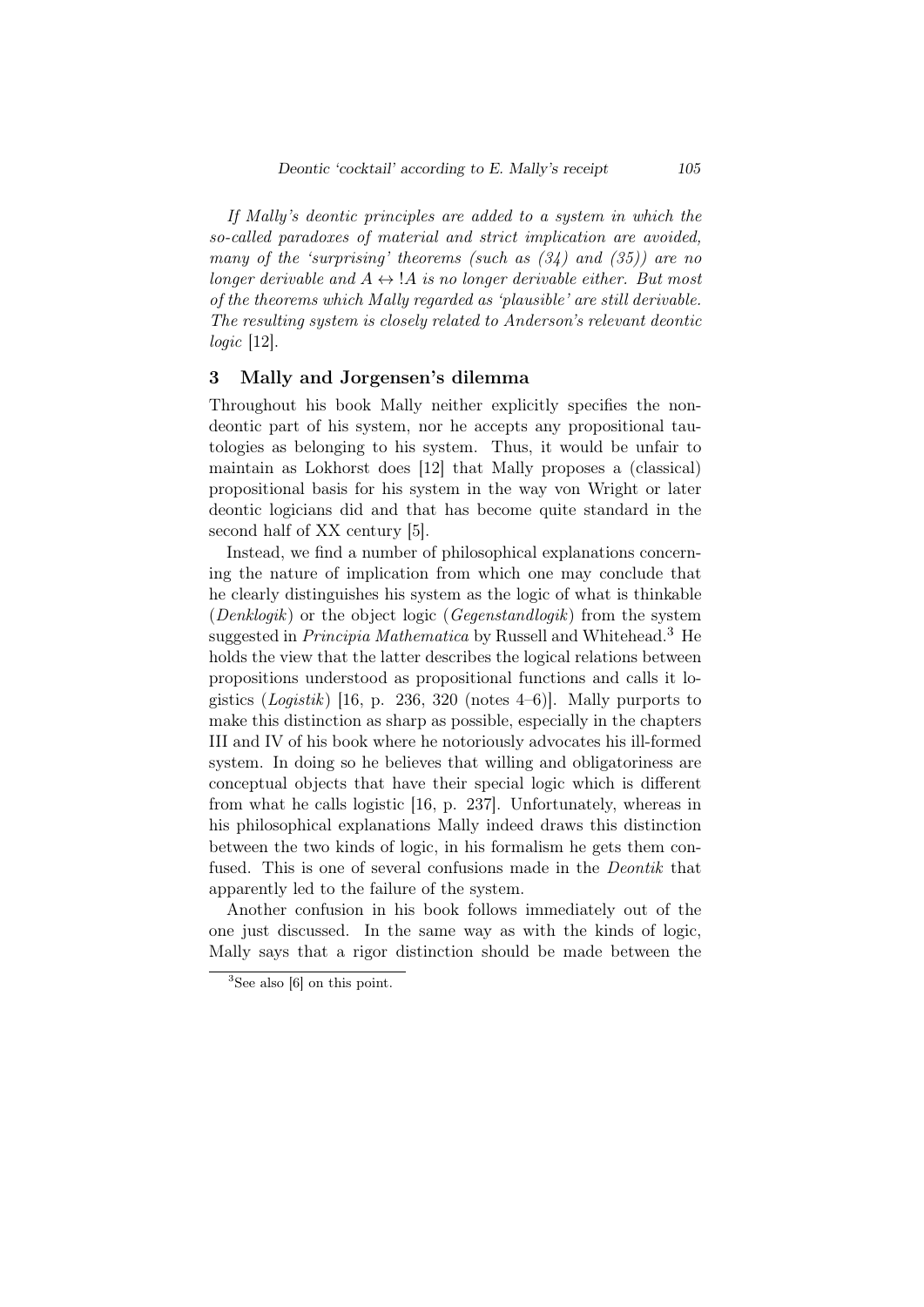*If Mally's deontic principles are added to a system in which the so-called paradoxes of material and strict implication are avoided, many of the 'surprising' theorems (such as (34) and (35)) are no longer derivable and $A \leftrightarrow !A$ is no longer derivable either. But most of the theorems which Mally regarded as 'plausible' are still derivable. The resulting system is closely related to Anderson's relevant deontic logic* [12].

## 3 Mally and Jorgensen's dilemma

Throughout his book Mally neither explicitly specifies the non-deontic part of his system, nor he accepts any propositional tautologies as belonging to his system. Thus, it would be unfair to maintain as Lokhorst does [12] that Mally proposes a (classical) propositional basis for his system in the way von Wright or later deontic logicians did and that has become quite standard in the second half of XX century [5].

Instead, we find a number of philosophical explanations concerning the nature of implication from which one may conclude that he clearly distinguishes his system as the logic of what is thinkable (*Denklogik*) or the object logic (*Gegenstandlogik*) from the system suggested in *Principia Mathematica* by Russell and Whitehead.[3] He holds the view that the latter describes the logical relations between propositions understood as propositional functions and calls it logistics (*Logistik*) [16, p. 236, 320 (notes 4–6)]. Mally purports to make this distinction as sharp as possible, especially in the chapters III and IV of his book where he notoriously advocates his ill-formed system. In doing so he believes that willing and obligatoriness are conceptual objects that have their special logic which is different from what he calls logistic [16, p. 237]. Unfortunately, whereas in his philosophical explanations Mally indeed draws this distinction between the two kinds of logic, in his formalism he gets them confused. This is one of several confusions made in the *Deontik* that apparently led to the failure of the system.

Another confusion in his book follows immediately out of the one just discussed. In the same way as with the kinds of logic, Mally says that a rigor distinction should be made between the

[3] See also [6] on this point.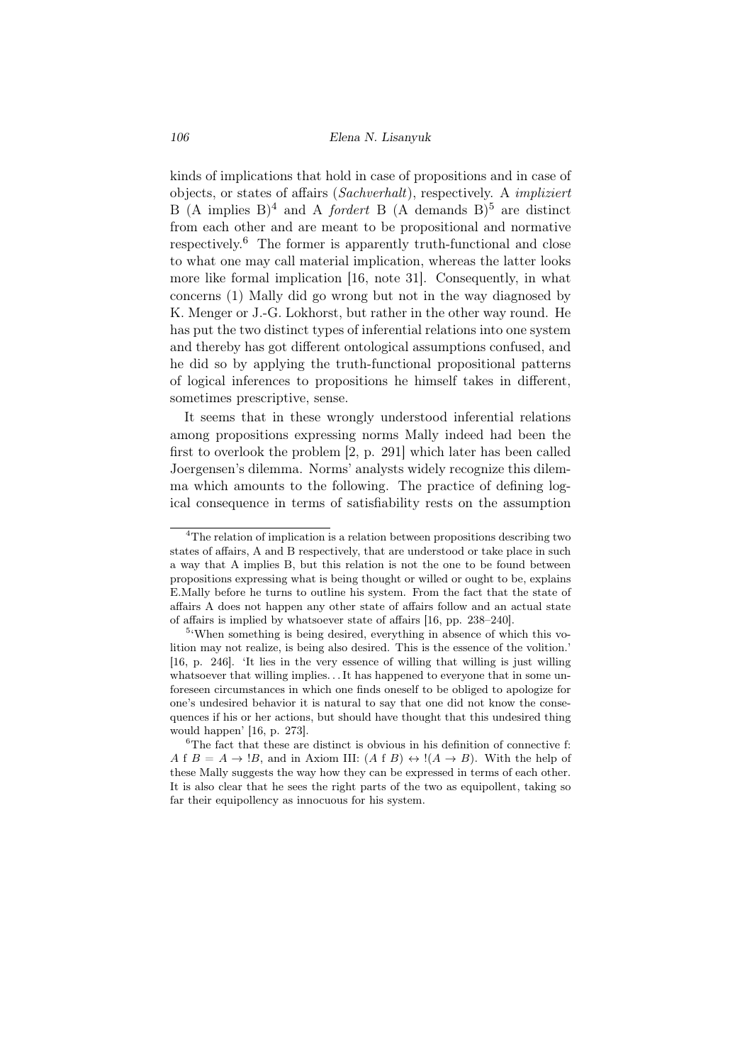kinds of implications that hold in case of propositions and in case of objects, or states of affairs (*Sachverhalt*), respectively. A *impliziert* B (A implies B)[4] and A *fordert* B (A demands B)[5] are distinct from each other and are meant to be propositional and normative respectively.[6] The former is apparently truth-functional and close to what one may call material implication, whereas the latter looks more like formal implication [16, note 31]. Consequently, in what concerns (1) Mally did go wrong but not in the way diagnosed by K. Menger or J.-G. Lokhorst, but rather in the other way round. He has put the two distinct types of inferential relations into one system and thereby has got different ontological assumptions confused, and he did so by applying the truth-functional propositional patterns of logical inferences to propositions he himself takes in different, sometimes prescriptive, sense.

It seems that in these wrongly understood inferential relations among propositions expressing norms Mally indeed had been the first to overlook the problem [2, p. 291] which later has been called Joergensen's dilemma. Norms' analysts widely recognize this dilemma which amounts to the following. The practice of defining logical consequence in terms of satisfiability rests on the assumption

---

[4] The relation of implication is a relation between propositions describing two states of affairs, A and B respectively, that are understood or take place in such a way that A implies B, but this relation is not the one to be found between propositions expressing what is being thought or willed or ought to be, explains E.Mally before he turns to outline his system. From the fact that the state of affairs A does not happen any other state of affairs follow and an actual state of affairs is implied by whatsoever state of affairs [16, pp. 238–240].

[5] 'When something is being desired, everything in absence of which this volition may not realize, is being also desired. This is the essence of the volition.' [16, p. 246]. 'It lies in the very essence of willing that willing is just willing whatsoever that willing implies... It has happened to everyone that in some unforeseen circumstances in which one finds oneself to be obliged to apologize for one's undesired behavior it is natural to say that one did not know the consequences if his or her actions, but should have thought that this undesired thing would happen' [16, p. 273].

[6] The fact that these are distinct is obvious in his definition of connective f: $A \text{ f } B = A \rightarrow !B$, and in Axiom III: $(A \text{ f } B) \leftrightarrow !(A \rightarrow B)$. With the help of these Mally suggests the way how they can be expressed in terms of each other. It is also clear that he sees the right parts of the two as equipollent, taking so far their equipollency as innocuous for his system.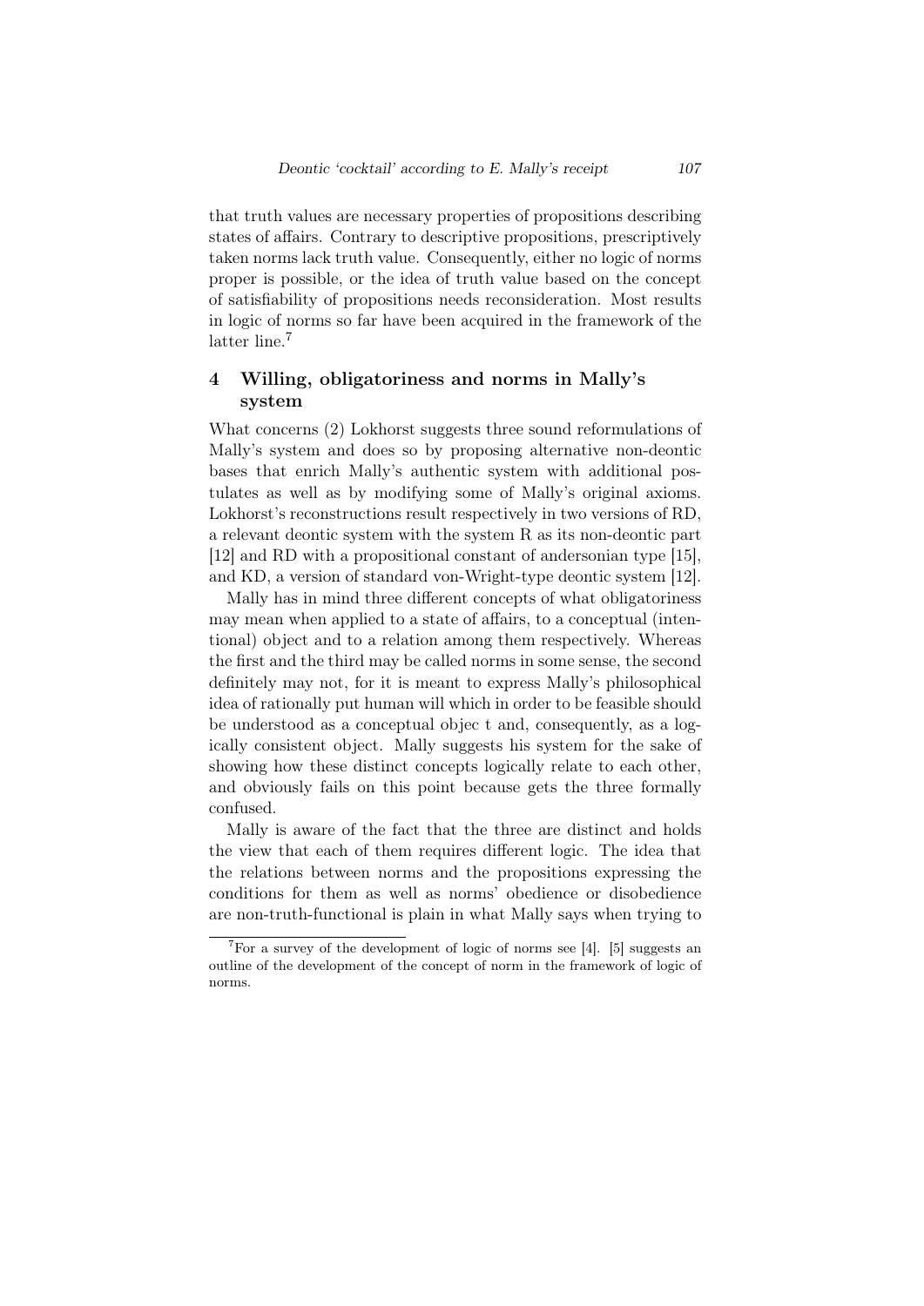that truth values are necessary properties of propositions describing states of affairs. Contrary to descriptive propositions, prescriptively taken norms lack truth value. Consequently, either no logic of norms proper is possible, or the idea of truth value based on the concept of satisfiability of propositions needs reconsideration. Most results in logic of norms so far have been acquired in the framework of the latter line.[7]

## 4 Willing, obligatoriness and norms in Mally's system

What concerns (2) Lokhorst suggests three sound reformulations of Mally's system and does so by proposing alternative non-deontic bases that enrich Mally's authentic system with additional postulates as well as by modifying some of Mally's original axioms. Lokhorst's reconstructions result respectively in two versions of RD, a relevant deontic system with the system R as its non-deontic part [12] and RD with a propositional constant of andersonian type [15], and KD, a version of standard von-Wright-type deontic system [12].

Mally has in mind three different concepts of what obligatoriness may mean when applied to a state of affairs, to a conceptual (intentional) object and to a relation among them respectively. Whereas the first and the third may be called norms in some sense, the second definitely may not, for it is meant to express Mally's philosophical idea of rationally put human will which in order to be feasible should be understood as a conceptual objec t and, consequently, as a logically consistent object. Mally suggests his system for the sake of showing how these distinct concepts logically relate to each other, and obviously fails on this point because gets the three formally confused.

Mally is aware of the fact that the three are distinct and holds the view that each of them requires different logic. The idea that the relations between norms and the propositions expressing the conditions for them as well as norms' obedience or disobedience are non-truth-functional is plain in what Mally says when trying to

[7] For a survey of the development of logic of norms see [4]. [5] suggests an outline of the development of the concept of norm in the framework of logic of norms.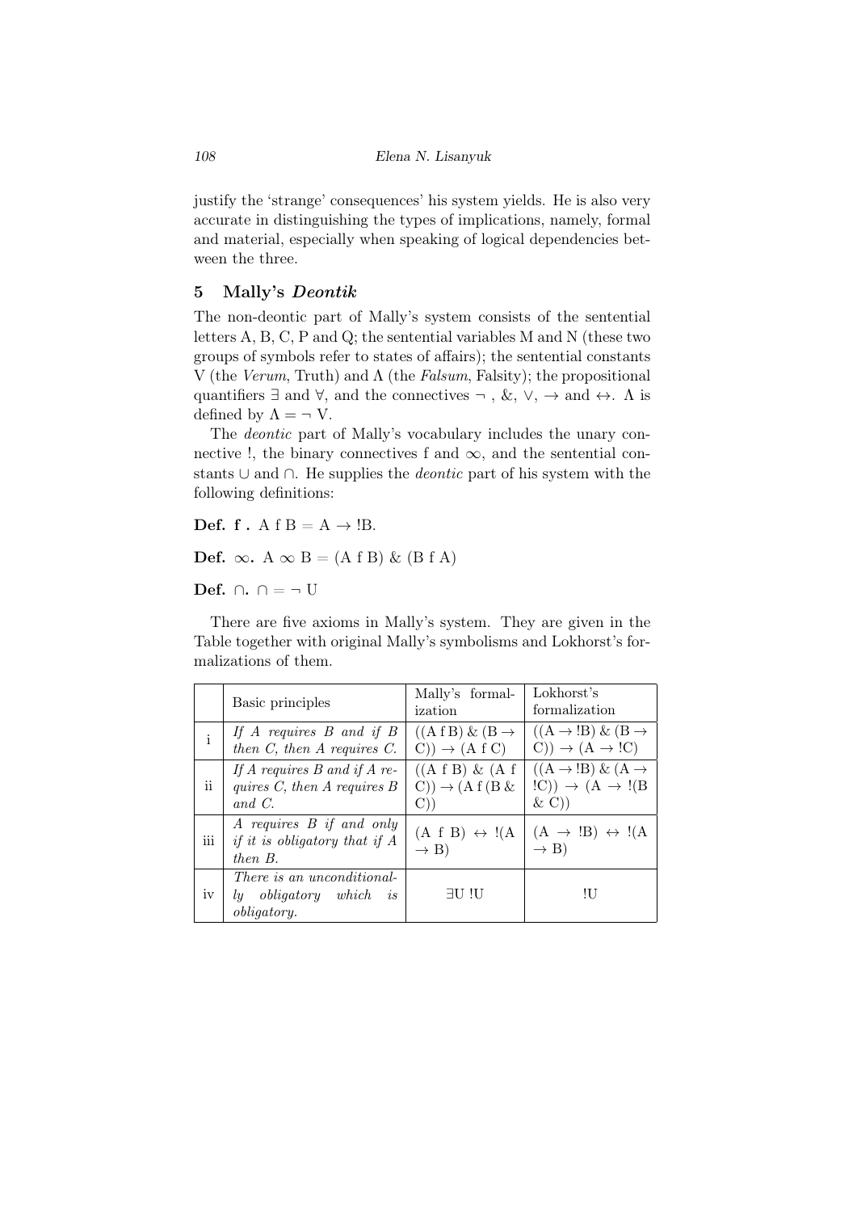justify the 'strange' consequences' his system yields. He is also very accurate in distinguishing the types of implications, namely, formal and material, especially when speaking of logical dependencies between the three.

## 5 Mally's *Deontik*

The non-deontic part of Mally's system consists of the sentential letters A, B, C, P and Q; the sentential variables M and N (these two groups of symbols refer to states of affairs); the sentential constants V (the *Verum*, Truth) and $\Lambda$ (the *Falsum*, Falsity); the propositional quantifiers $\exists$ and $\forall$, and the connectives $\neg$ , &, $\vee$, $\rightarrow$ and $\leftrightarrow$. $\Lambda$ is defined by $\Lambda = \neg$ V.

The *deontic* part of Mally's vocabulary includes the unary connective !, the binary connectives f and $\infty$, and the sentential constants $\cup$ and $\cap$. He supplies the *deontic* part of his system with the following definitions:

**Def. f .** A f B = A $\rightarrow$ !B.

**Def. $\infty$.** A $\infty$ B = (A f B) & (B f A)

**Def. $\cap$.** $\cap = \neg$ U

There are five axioms in Mally's system. They are given in the Table together with original Mally's symbolisms and Lokhorst's formalizations of them.

| | Basic principles | Mally's formalization | Lokhorst's formalization |
|---|---|---|---|
| i | *If A requires B and if B then C, then A requires C.* | ((A f B) & (B $\rightarrow$ C)) $\rightarrow$ (A f C) | ((A $\rightarrow$ !B) & (B $\rightarrow$ C)) $\rightarrow$ (A $\rightarrow$ !C) |
| ii | *If A requires B and if A requires C, then A requires B and C.* | ((A f B) & (A f C)) $\rightarrow$ (A f (B & C)) | ((A $\rightarrow$ !B) & (A $\rightarrow$ !C)) $\rightarrow$ (A $\rightarrow$ !(B & C)) |
| iii | *A requires B if and only if it is obligatory that if A then B.* | (A f B) $\leftrightarrow$ !(A $\rightarrow$ B) | (A $\rightarrow$ !B) $\leftrightarrow$ !(A $\rightarrow$ B) |
| iv | *There is an unconditionally obligatory which is obligatory.* | $\exists$U !U | !U |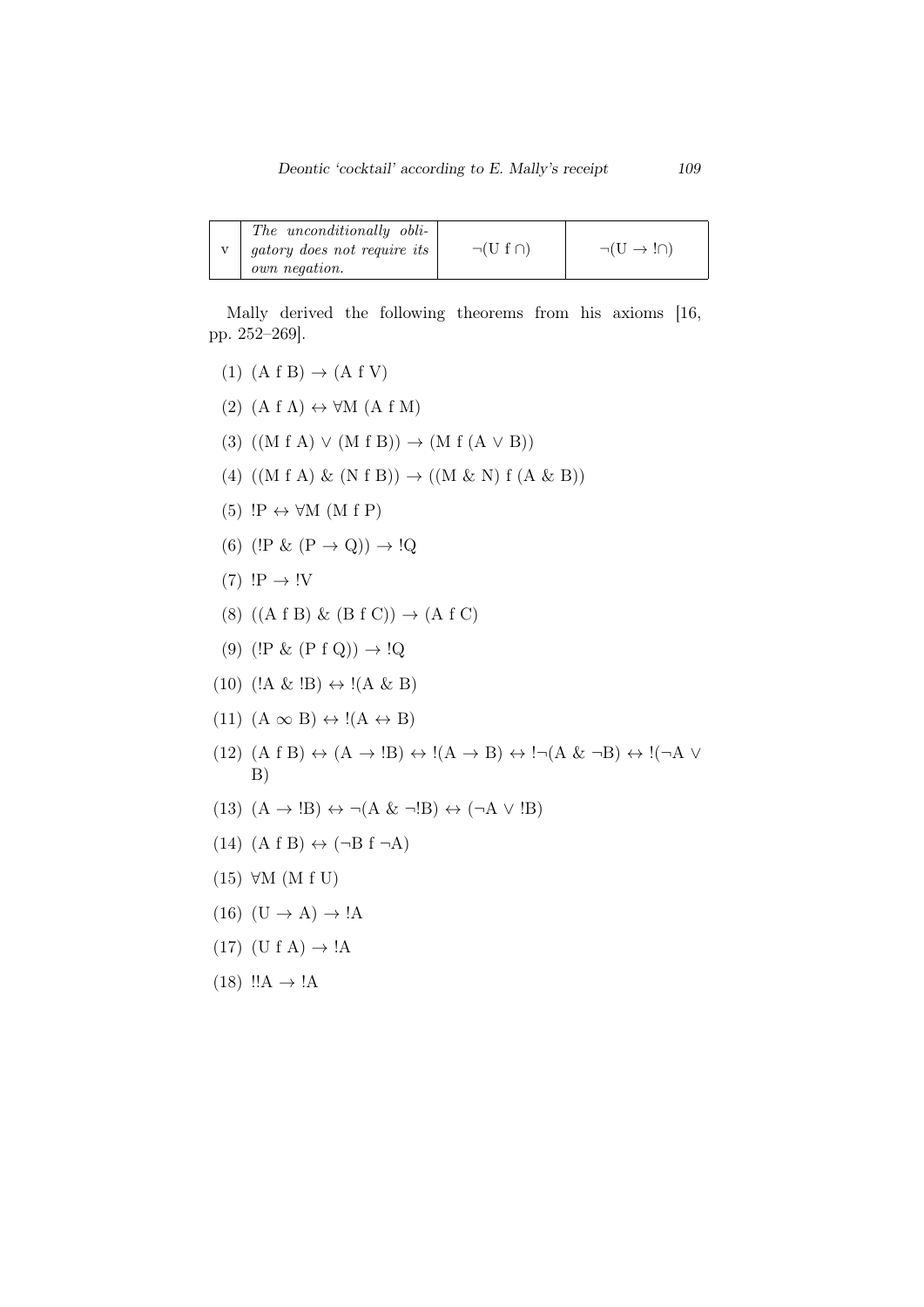| v | *The unconditionally obligatory does not require its own negation.* | $\neg(\mathrm{U}\ \mathrm{f}\ \cap)$ | $\neg(\mathrm{U} \to\ !\cap)$ |
|---|---|---|---|

Mally derived the following theorems from his axioms [16, pp. 252–269].

(1) $(\mathrm{A}\ \mathrm{f}\ \mathrm{B}) \to (\mathrm{A}\ \mathrm{f}\ \mathrm{V})$

(2) $(\mathrm{A}\ \mathrm{f}\ \Lambda) \leftrightarrow \forall \mathrm{M}\ (\mathrm{A}\ \mathrm{f}\ \mathrm{M})$

(3) $((\mathrm{M}\ \mathrm{f}\ \mathrm{A}) \vee (\mathrm{M}\ \mathrm{f}\ \mathrm{B})) \to (\mathrm{M}\ \mathrm{f}\ (\mathrm{A} \vee \mathrm{B}))$

(4) $((\mathrm{M}\ \mathrm{f}\ \mathrm{A})\ \&\ (\mathrm{N}\ \mathrm{f}\ \mathrm{B})) \to ((\mathrm{M}\ \&\ \mathrm{N})\ \mathrm{f}\ (\mathrm{A}\ \&\ \mathrm{B}))$

(5) $!\mathrm{P} \leftrightarrow \forall \mathrm{M}\ (\mathrm{M}\ \mathrm{f}\ \mathrm{P})$

(6) $(!\mathrm{P}\ \&\ (\mathrm{P} \to \mathrm{Q})) \to\ !\mathrm{Q}$

(7) $!\mathrm{P} \to\ !\mathrm{V}$

(8) $((\mathrm{A}\ \mathrm{f}\ \mathrm{B})\ \&\ (\mathrm{B}\ \mathrm{f}\ \mathrm{C})) \to (\mathrm{A}\ \mathrm{f}\ \mathrm{C})$

(9) $(!\mathrm{P}\ \&\ (\mathrm{P}\ \mathrm{f}\ \mathrm{Q})) \to\ !\mathrm{Q}$

(10) $(!\mathrm{A}\ \&\ !\mathrm{B}) \leftrightarrow\ !(\mathrm{A}\ \&\ \mathrm{B})$

(11) $(\mathrm{A} \propto \mathrm{B}) \leftrightarrow\ !(\mathrm{A} \leftrightarrow \mathrm{B})$

(12) $(\mathrm{A}\ \mathrm{f}\ \mathrm{B}) \leftrightarrow (\mathrm{A} \to\ !\mathrm{B}) \leftrightarrow\ !(\mathrm{A} \to \mathrm{B}) \leftrightarrow\ !\neg(\mathrm{A}\ \&\ \neg\mathrm{B}) \leftrightarrow\ !(\neg\mathrm{A} \vee \mathrm{B})$

(13) $(\mathrm{A} \to\ !\mathrm{B}) \leftrightarrow \neg(\mathrm{A}\ \&\ \neg!\mathrm{B}) \leftrightarrow (\neg\mathrm{A} \vee\ !\mathrm{B})$

(14) $(\mathrm{A}\ \mathrm{f}\ \mathrm{B}) \leftrightarrow (\neg\mathrm{B}\ \mathrm{f}\ \neg\mathrm{A})$

(15) $\forall \mathrm{M}\ (\mathrm{M}\ \mathrm{f}\ \mathrm{U})$

(16) $(\mathrm{U} \to \mathrm{A}) \to\ !\mathrm{A}$

(17) $(\mathrm{U}\ \mathrm{f}\ \mathrm{A}) \to\ !\mathrm{A}$

(18) $!!\mathrm{A} \to\ !\mathrm{A}$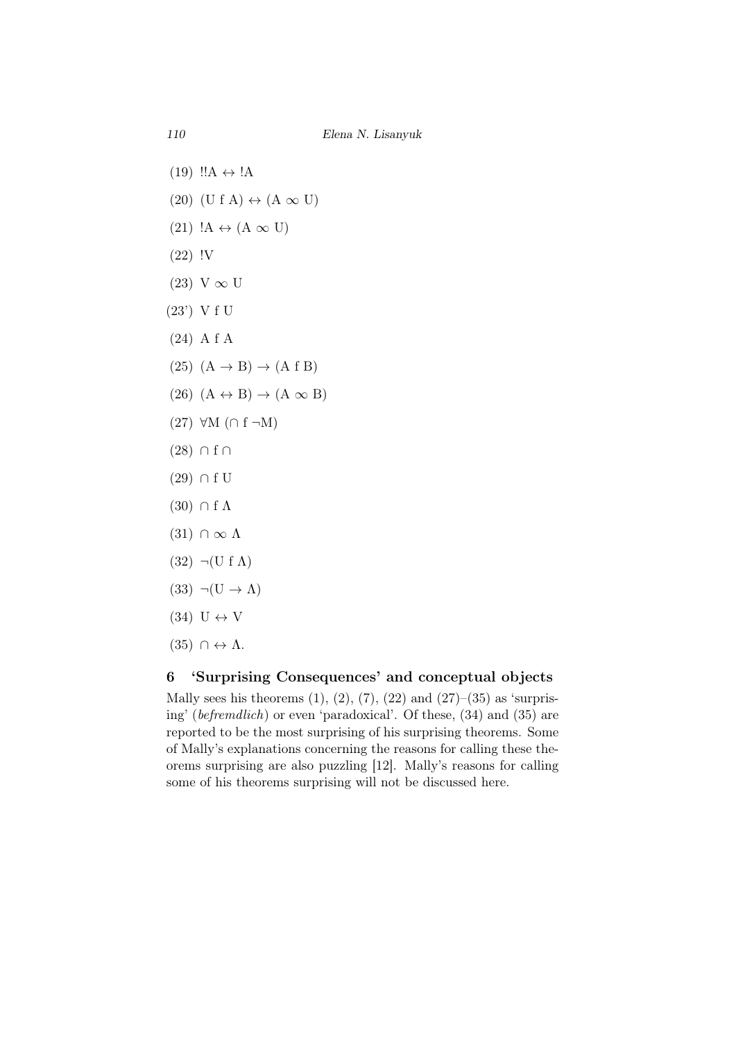(19) $!!A \leftrightarrow !A$

(20) $(U \text{ f } A) \leftrightarrow (A \infty U)$

(21) $!A \leftrightarrow (A \infty U)$

(22) $!V$

(23) $V \infty U$

(23') $V \text{ f } U$

(24) $A \text{ f } A$

(25) $(A \rightarrow B) \rightarrow (A \text{ f } B)$

(26) $(A \leftrightarrow B) \rightarrow (A \infty B)$

(27) $\forall M \, (\cap \text{ f } \neg M)$

(28) $\cap \text{ f } \cap$

(29) $\cap \text{ f } U$

(30) $\cap \text{ f } \Lambda$

(31) $\cap \infty \Lambda$

(32) $\neg(U \text{ f } \Lambda)$

(33) $\neg(U \rightarrow \Lambda)$

(34) $U \leftrightarrow V$

(35) $\cap \leftrightarrow \Lambda$.

## 6 'Surprising Consequences' and conceptual objects

Mally sees his theorems (1), (2), (7), (22) and (27)–(35) as 'surprising' (*befremdlich*) or even 'paradoxical'. Of these, (34) and (35) are reported to be the most surprising of his surprising theorems. Some of Mally's explanations concerning the reasons for calling these theorems surprising are also puzzling [12]. Mally's reasons for calling some of his theorems surprising will not be discussed here.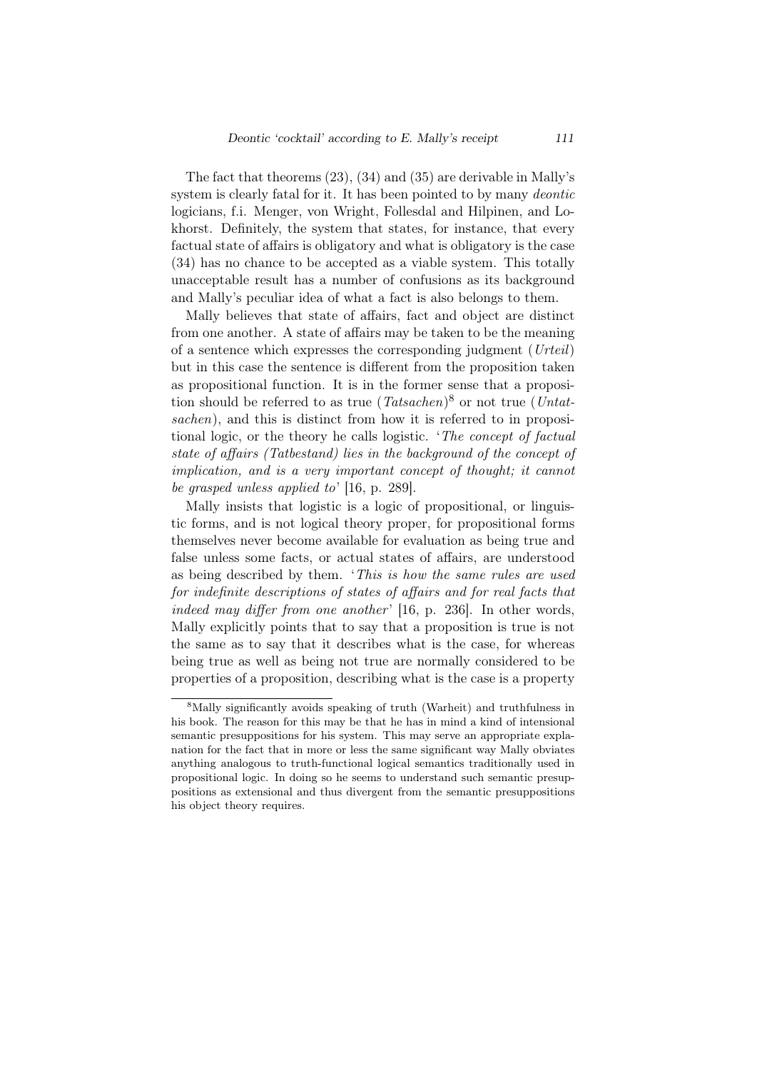The fact that theorems (23), (34) and (35) are derivable in Mally's system is clearly fatal for it. It has been pointed to by many *deontic* logicians, f.i. Menger, von Wright, Follesdal and Hilpinen, and Lokhorst. Definitely, the system that states, for instance, that every factual state of affairs is obligatory and what is obligatory is the case (34) has no chance to be accepted as a viable system. This totally unacceptable result has a number of confusions as its background and Mally's peculiar idea of what a fact is also belongs to them.

Mally believes that state of affairs, fact and object are distinct from one another. A state of affairs may be taken to be the meaning of a sentence which expresses the corresponding judgment (*Urteil*) but in this case the sentence is different from the proposition taken as propositional function. It is in the former sense that a proposition should be referred to as true (*Tatsachen*)[8] or not true (*Untatsachen*), and this is distinct from how it is referred to in propositional logic, or the theory he calls logistic. '*The concept of factual state of affairs (Tatbestand) lies in the background of the concept of implication, and is a very important concept of thought; it cannot be grasped unless applied to*' [16, p. 289].

Mally insists that logistic is a logic of propositional, or linguistic forms, and is not logical theory proper, for propositional forms themselves never become available for evaluation as being true and false unless some facts, or actual states of affairs, are understood as being described by them. '*This is how the same rules are used for indefinite descriptions of states of affairs and for real facts that indeed may differ from one another*' [16, p. 236]. In other words, Mally explicitly points that to say that a proposition is true is not the same as to say that it describes what is the case, for whereas being true as well as being not true are normally considered to be properties of a proposition, describing what is the case is a property

[8]Mally significantly avoids speaking of truth (Warheit) and truthfulness in his book. The reason for this may be that he has in mind a kind of intensional semantic presuppositions for his system. This may serve an appropriate explanation for the fact that in more or less the same significant way Mally obviates anything analogous to truth-functional logical semantics traditionally used in propositional logic. In doing so he seems to understand such semantic presuppositions as extensional and thus divergent from the semantic presuppositions his object theory requires.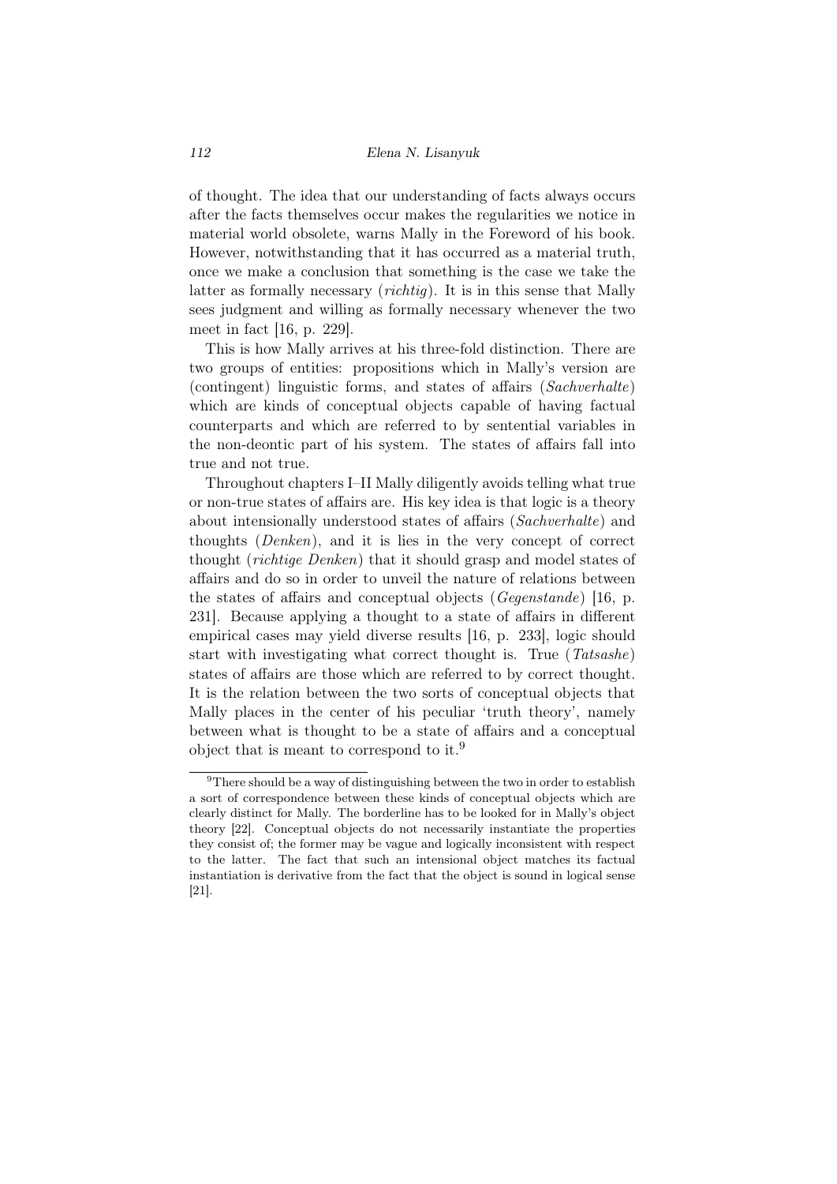of thought. The idea that our understanding of facts always occurs after the facts themselves occur makes the regularities we notice in material world obsolete, warns Mally in the Foreword of his book. However, notwithstanding that it has occurred as a material truth, once we make a conclusion that something is the case we take the latter as formally necessary (*richtig*). It is in this sense that Mally sees judgment and willing as formally necessary whenever the two meet in fact [16, p. 229].

This is how Mally arrives at his three-fold distinction. There are two groups of entities: propositions which in Mally's version are (contingent) linguistic forms, and states of affairs (*Sachverhalte*) which are kinds of conceptual objects capable of having factual counterparts and which are referred to by sentential variables in the non-deontic part of his system. The states of affairs fall into true and not true.

Throughout chapters I–II Mally diligently avoids telling what true or non-true states of affairs are. His key idea is that logic is a theory about intensionally understood states of affairs (*Sachverhalte*) and thoughts (*Denken*), and it is lies in the very concept of correct thought (*richtige Denken*) that it should grasp and model states of affairs and do so in order to unveil the nature of relations between the states of affairs and conceptual objects (*Gegenstande*) [16, p. 231]. Because applying a thought to a state of affairs in different empirical cases may yield diverse results [16, p. 233], logic should start with investigating what correct thought is. True (*Tatsashe*) states of affairs are those which are referred to by correct thought. It is the relation between the two sorts of conceptual objects that Mally places in the center of his peculiar 'truth theory', namely between what is thought to be a state of affairs and a conceptual object that is meant to correspond to it.[9]

---

[9]There should be a way of distinguishing between the two in order to establish a sort of correspondence between these kinds of conceptual objects which are clearly distinct for Mally. The borderline has to be looked for in Mally's object theory [22]. Conceptual objects do not necessarily instantiate the properties they consist of; the former may be vague and logically inconsistent with respect to the latter. The fact that such an intensional object matches its factual instantiation is derivative from the fact that the object is sound in logical sense [21].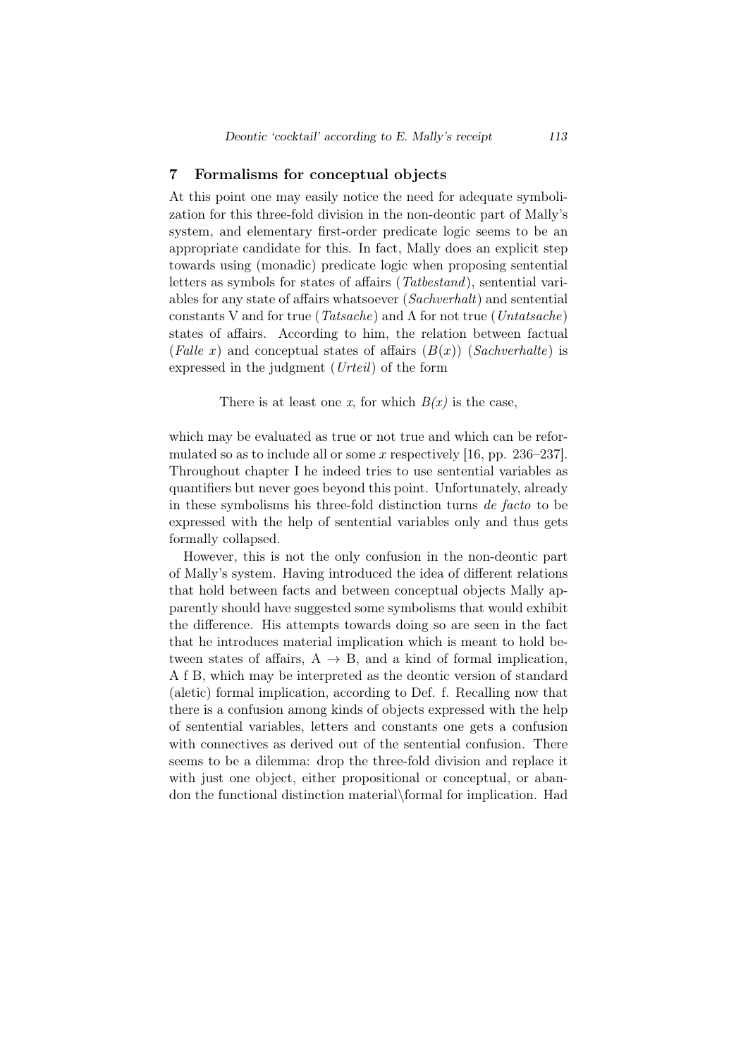## 7 Formalisms for conceptual objects

At this point one may easily notice the need for adequate symbolization for this three-fold division in the non-deontic part of Mally's system, and elementary first-order predicate logic seems to be an appropriate candidate for this. In fact, Mally does an explicit step towards using (monadic) predicate logic when proposing sentential letters as symbols for states of affairs (*Tatbestand*), sentential variables for any state of affairs whatsoever (*Sachverhalt*) and sentential constants V and for true (*Tatsache*) and Λ for not true (*Untatsache*) states of affairs. According to him, the relation between factual (*Falle* $x$) and conceptual states of affairs ($B(x)$) (*Sachverhalte*) is expressed in the judgment (*Urteil*) of the form

There is at least one $x$, for which *B(x)* is the case,

which may be evaluated as true or not true and which can be reformulated so as to include all or some $x$ respectively [16, pp. 236–237]. Throughout chapter I he indeed tries to use sentential variables as quantifiers but never goes beyond this point. Unfortunately, already in these symbolisms his three-fold distinction turns *de facto* to be expressed with the help of sentential variables only and thus gets formally collapsed.

However, this is not the only confusion in the non-deontic part of Mally's system. Having introduced the idea of different relations that hold between facts and between conceptual objects Mally apparently should have suggested some symbolisms that would exhibit the difference. His attempts towards doing so are seen in the fact that he introduces material implication which is meant to hold between states of affairs, $A \rightarrow B$, and a kind of formal implication, A f B, which may be interpreted as the deontic version of standard (aletic) formal implication, according to Def. f. Recalling now that there is a confusion among kinds of objects expressed with the help of sentential variables, letters and constants one gets a confusion with connectives as derived out of the sentential confusion. There seems to be a dilemma: drop the three-fold division and replace it with just one object, either propositional or conceptual, or abandon the functional distinction material\formal for implication. Had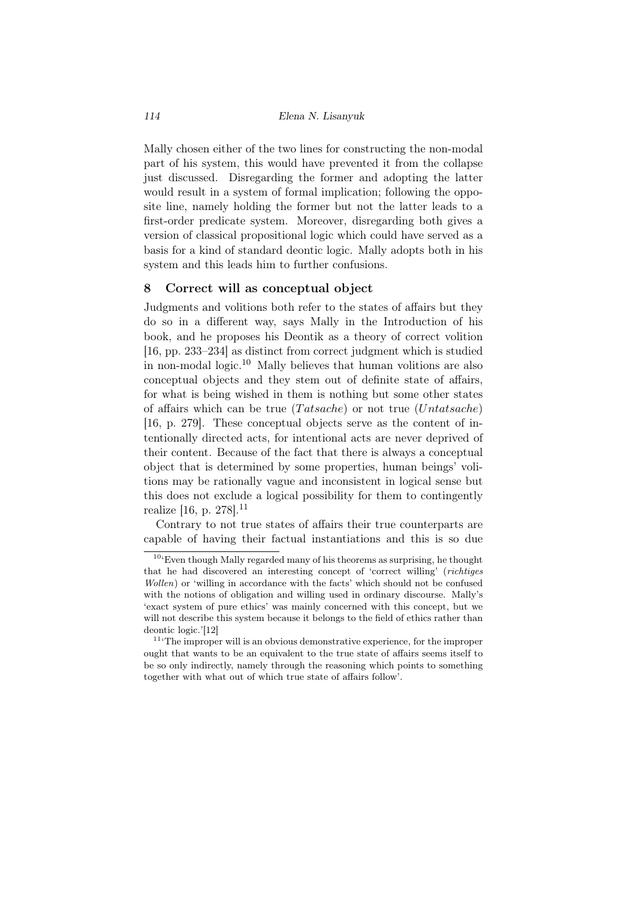Mally chosen either of the two lines for constructing the non-modal part of his system, this would have prevented it from the collapse just discussed. Disregarding the former and adopting the latter would result in a system of formal implication; following the opposite line, namely holding the former but not the latter leads to a first-order predicate system. Moreover, disregarding both gives a version of classical propositional logic which could have served as a basis for a kind of standard deontic logic. Mally adopts both in his system and this leads him to further confusions.

## 8 Correct will as conceptual object

Judgments and volitions both refer to the states of affairs but they do so in a different way, says Mally in the Introduction of his book, and he proposes his Deontik as a theory of correct volition [16, pp. 233–234] as distinct from correct judgment which is studied in non-modal logic.[10] Mally believes that human volitions are also conceptual objects and they stem out of definite state of affairs, for what is being wished in them is nothing but some other states of affairs which can be true (*Tatsache*) or not true (*Untatsache*) [16, p. 279]. These conceptual objects serve as the content of intentionally directed acts, for intentional acts are never deprived of their content. Because of the fact that there is always a conceptual object that is determined by some properties, human beings' volitions may be rationally vague and inconsistent in logical sense but this does not exclude a logical possibility for them to contingently realize [16, p. 278].[11]

Contrary to not true states of affairs their true counterparts are capable of having their factual instantiations and this is so due

---

[10] 'Even though Mally regarded many of his theorems as surprising, he thought that he had discovered an interesting concept of 'correct willing' (*richtiges Wollen*) or 'willing in accordance with the facts' which should not be confused with the notions of obligation and willing used in ordinary discourse. Mally's 'exact system of pure ethics' was mainly concerned with this concept, but we will not describe this system because it belongs to the field of ethics rather than deontic logic.'[12]

[11] 'The improper will is an obvious demonstrative experience, for the improper ought that wants to be an equivalent to the true state of affairs seems itself to be so only indirectly, namely through the reasoning which points to something together with what out of which true state of affairs follow'.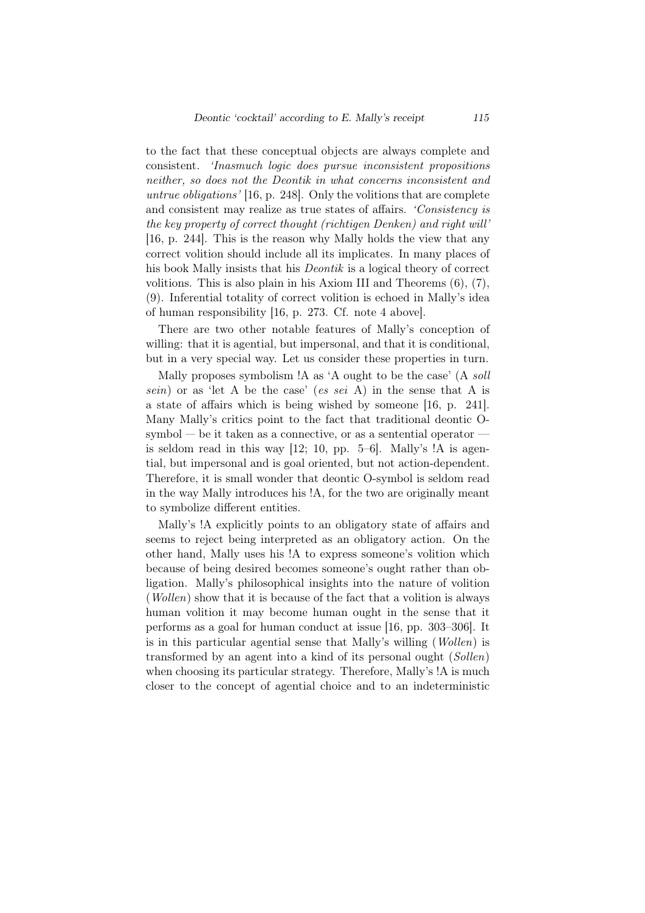to the fact that these conceptual objects are always complete and consistent. *'Inasmuch logic does pursue inconsistent propositions neither, so does not the Deontik in what concerns inconsistent and untrue obligations'* [16, p. 248]. Only the volitions that are complete and consistent may realize as true states of affairs. *'Consistency is the key property of correct thought (richtigen Denken) and right will'* [16, p. 244]. This is the reason why Mally holds the view that any correct volition should include all its implicates. In many places of his book Mally insists that his *Deontik* is a logical theory of correct volitions. This is also plain in his Axiom III and Theorems (6), (7), (9). Inferential totality of correct volition is echoed in Mally's idea of human responsibility [16, p. 273. Cf. note 4 above].

There are two other notable features of Mally's conception of willing: that it is agential, but impersonal, and that it is conditional, but in a very special way. Let us consider these properties in turn.

Mally proposes symbolism !A as 'A ought to be the case' (A *soll sein*) or as 'let A be the case' (*es sei* A) in the sense that A is a state of affairs which is being wished by someone [16, p. 241]. Many Mally's critics point to the fact that traditional deontic O-symbol — be it taken as a connective, or as a sentential operator — is seldom read in this way [12; 10, pp. 5–6]. Mally's !A is agential, but impersonal and is goal oriented, but not action-dependent. Therefore, it is small wonder that deontic O-symbol is seldom read in the way Mally introduces his !A, for the two are originally meant to symbolize different entities.

Mally's !A explicitly points to an obligatory state of affairs and seems to reject being interpreted as an obligatory action. On the other hand, Mally uses his !A to express someone's volition which because of being desired becomes someone's ought rather than obligation. Mally's philosophical insights into the nature of volition (*Wollen*) show that it is because of the fact that a volition is always human volition it may become human ought in the sense that it performs as a goal for human conduct at issue [16, pp. 303–306]. It is in this particular agential sense that Mally's willing (*Wollen*) is transformed by an agent into a kind of its personal ought (*Sollen*) when choosing its particular strategy. Therefore, Mally's !A is much closer to the concept of agential choice and to an indeterministic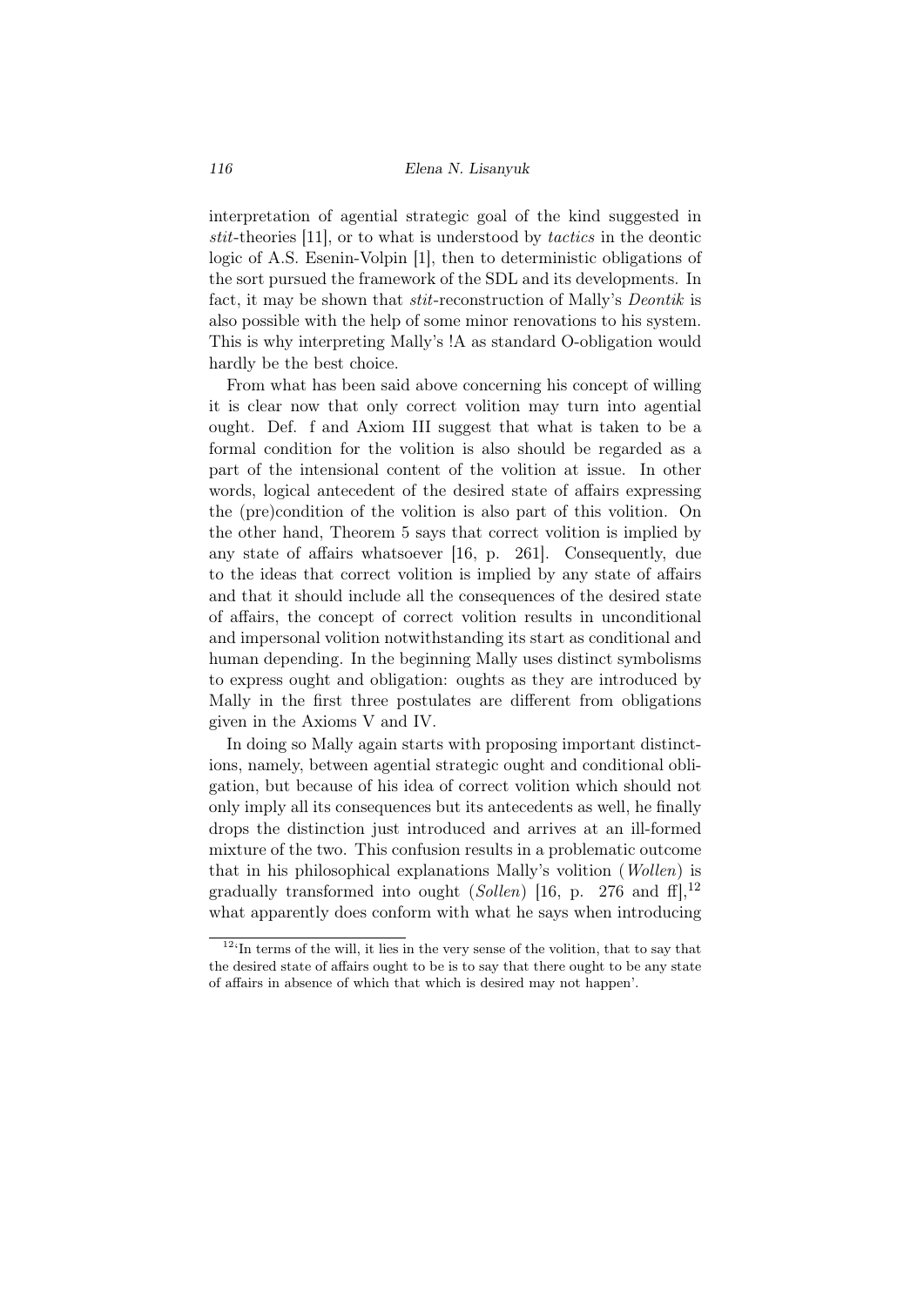interpretation of agential strategic goal of the kind suggested in *stit*-theories [11], or to what is understood by *tactics* in the deontic logic of A.S. Esenin-Volpin [1], then to deterministic obligations of the sort pursued the framework of the SDL and its developments. In fact, it may be shown that *stit*-reconstruction of Mally's *Deontik* is also possible with the help of some minor renovations to his system. This is why interpreting Mally's !A as standard O-obligation would hardly be the best choice.

From what has been said above concerning his concept of willing it is clear now that only correct volition may turn into agential ought. Def. f and Axiom III suggest that what is taken to be a formal condition for the volition is also should be regarded as a part of the intensional content of the volition at issue. In other words, logical antecedent of the desired state of affairs expressing the (pre)condition of the volition is also part of this volition. On the other hand, Theorem 5 says that correct volition is implied by any state of affairs whatsoever [16, p. 261]. Consequently, due to the ideas that correct volition is implied by any state of affairs and that it should include all the consequences of the desired state of affairs, the concept of correct volition results in unconditional and impersonal volition notwithstanding its start as conditional and human depending. In the beginning Mally uses distinct symbolisms to express ought and obligation: oughts as they are introduced by Mally in the first three postulates are different from obligations given in the Axioms V and IV.

In doing so Mally again starts with proposing important distinctions, namely, between agential strategic ought and conditional obligation, but because of his idea of correct volition which should not only imply all its consequences but its antecedents as well, he finally drops the distinction just introduced and arrives at an ill-formed mixture of the two. This confusion results in a problematic outcome that in his philosophical explanations Mally's volition (*Wollen*) is gradually transformed into ought (*Sollen*) [16, p. 276 and ff],[12] what apparently does conform with what he says when introducing

[12] 'In terms of the will, it lies in the very sense of the volition, that to say that the desired state of affairs ought to be is to say that there ought to be any state of affairs in absence of which that which is desired may not happen'.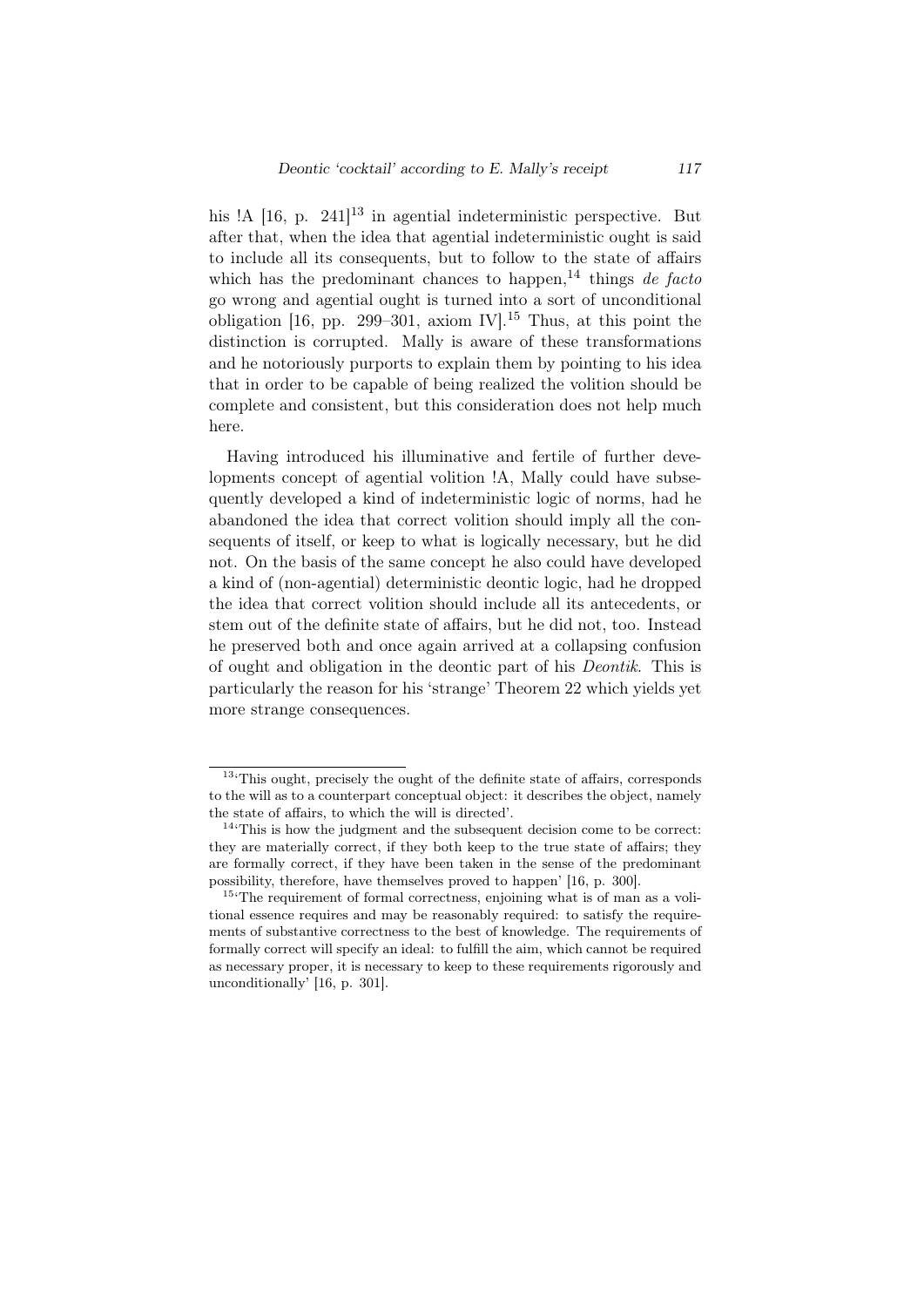his !A [16, p. 241][13] in agential indeterministic perspective. But after that, when the idea that agential indeterministic ought is said to include all its consequents, but to follow to the state of affairs which has the predominant chances to happen,[14] things *de facto* go wrong and agential ought is turned into a sort of unconditional obligation [16, pp. 299–301, axiom IV].[15] Thus, at this point the distinction is corrupted. Mally is aware of these transformations and he notoriously purports to explain them by pointing to his idea that in order to be capable of being realized the volition should be complete and consistent, but this consideration does not help much here.

Having introduced his illuminative and fertile of further developments concept of agential volition !A, Mally could have subsequently developed a kind of indeterministic logic of norms, had he abandoned the idea that correct volition should imply all the consequents of itself, or keep to what is logically necessary, but he did not. On the basis of the same concept he also could have developed a kind of (non-agential) deterministic deontic logic, had he dropped the idea that correct volition should include all its antecedents, or stem out of the definite state of affairs, but he did not, too. Instead he preserved both and once again arrived at a collapsing confusion of ought and obligation in the deontic part of his *Deontik*. This is particularly the reason for his 'strange' Theorem 22 which yields yet more strange consequences.

---

[13]'This ought, precisely the ought of the definite state of affairs, corresponds to the will as to a counterpart conceptual object: it describes the object, namely the state of affairs, to which the will is directed'.

[14]'This is how the judgment and the subsequent decision come to be correct: they are materially correct, if they both keep to the true state of affairs; they are formally correct, if they have been taken in the sense of the predominant possibility, therefore, have themselves proved to happen' [16, p. 300].

[15]'The requirement of formal correctness, enjoining what is of man as a volitional essence requires and may be reasonably required: to satisfy the requirements of substantive correctness to the best of knowledge. The requirements of formally correct will specify an ideal: to fulfill the aim, which cannot be required as necessary proper, it is necessary to keep to these requirements rigorously and unconditionally' [16, p. 301].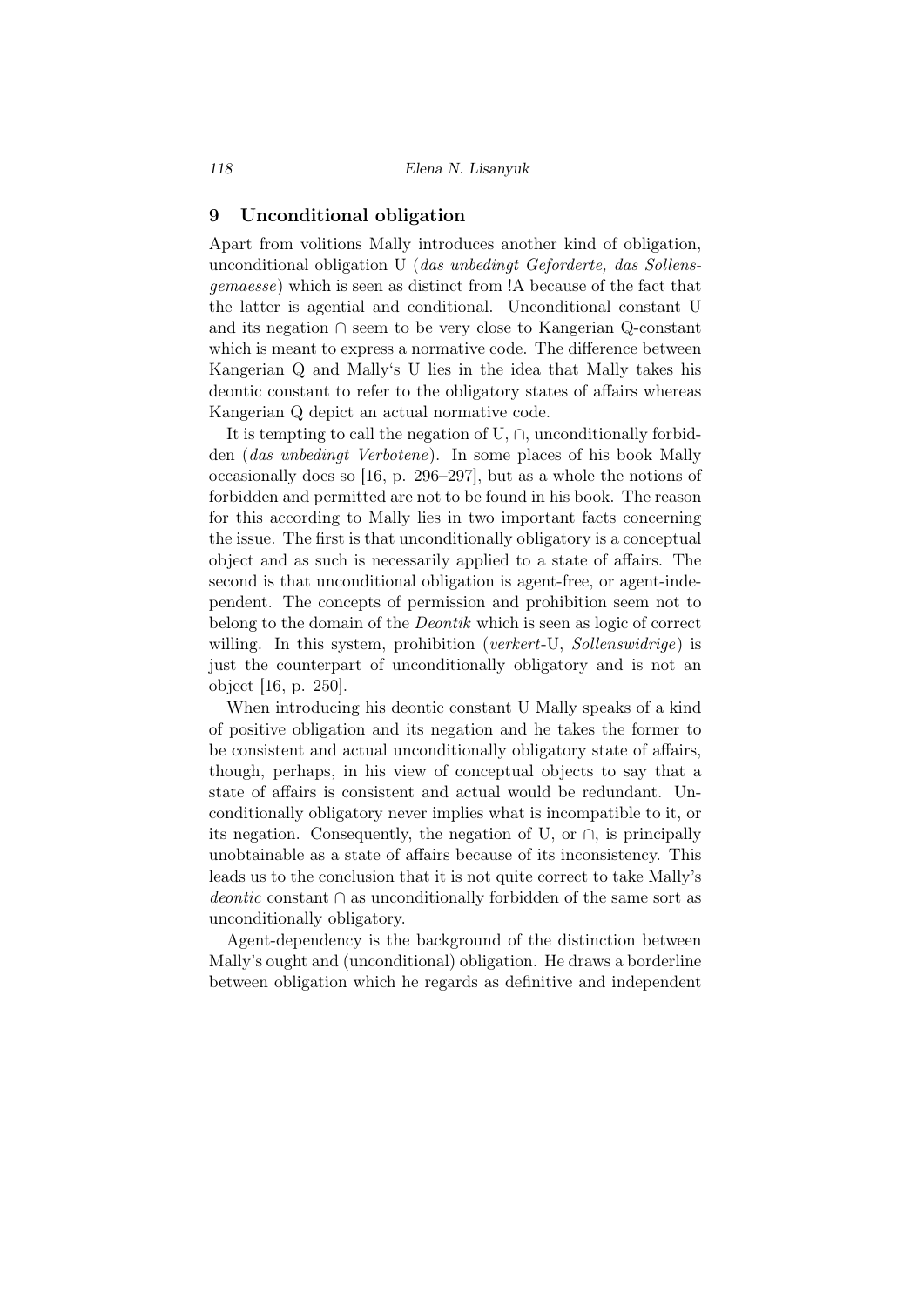## 9 Unconditional obligation

Apart from volitions Mally introduces another kind of obligation, unconditional obligation U (*das unbedingt Geforderte, das Sollensgemaesse*) which is seen as distinct from !A because of the fact that the latter is agential and conditional. Unconditional constant U and its negation ∩ seem to be very close to Kangerian Q-constant which is meant to express a normative code. The difference between Kangerian Q and Mally's U lies in the idea that Mally takes his deontic constant to refer to the obligatory states of affairs whereas Kangerian Q depict an actual normative code.

It is tempting to call the negation of U, ∩, unconditionally forbidden (*das unbedingt Verbotene*). In some places of his book Mally occasionally does so [16, p. 296–297], but as a whole the notions of forbidden and permitted are not to be found in his book. The reason for this according to Mally lies in two important facts concerning the issue. The first is that unconditionally obligatory is a conceptual object and as such is necessarily applied to a state of affairs. The second is that unconditional obligation is agent-free, or agent-independent. The concepts of permission and prohibition seem not to belong to the domain of the *Deontik* which is seen as logic of correct willing. In this system, prohibition (*verkert*-U, *Sollenswidrige*) is just the counterpart of unconditionally obligatory and is not an object [16, p. 250].

When introducing his deontic constant U Mally speaks of a kind of positive obligation and its negation and he takes the former to be consistent and actual unconditionally obligatory state of affairs, though, perhaps, in his view of conceptual objects to say that a state of affairs is consistent and actual would be redundant. Unconditionally obligatory never implies what is incompatible to it, or its negation. Consequently, the negation of U, or ∩, is principally unobtainable as a state of affairs because of its inconsistency. This leads us to the conclusion that it is not quite correct to take Mally's *deontic* constant ∩ as unconditionally forbidden of the same sort as unconditionally obligatory.

Agent-dependency is the background of the distinction between Mally's ought and (unconditional) obligation. He draws a borderline between obligation which he regards as definitive and independent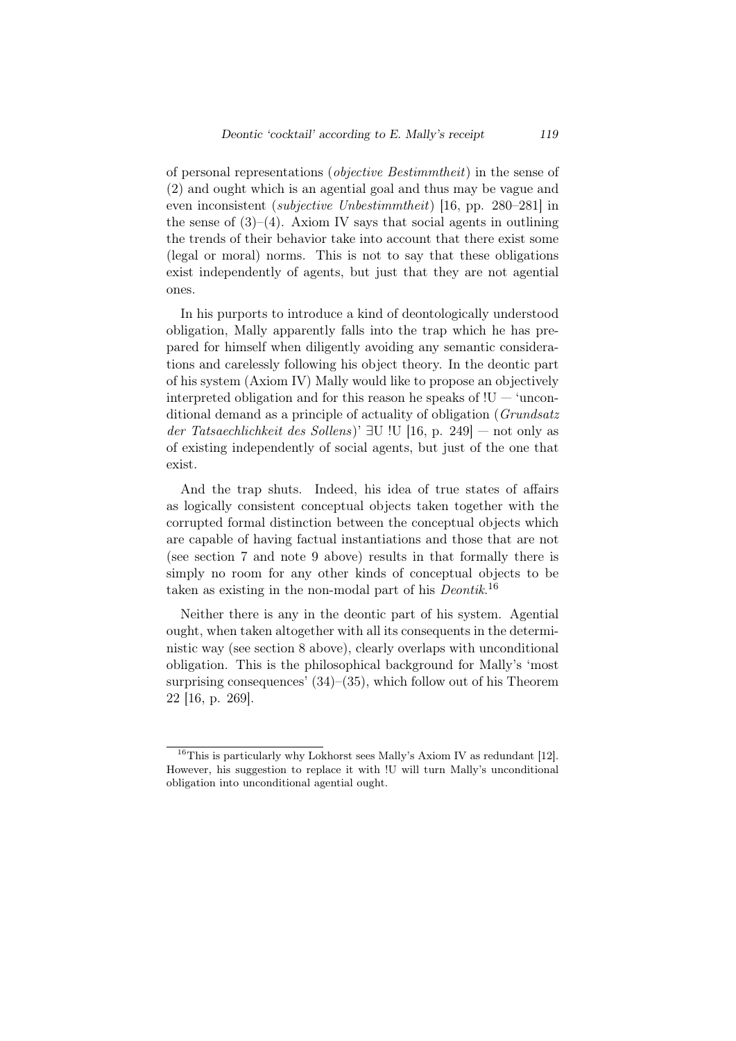of personal representations (*objective Bestimmtheit*) in the sense of (2) and ought which is an agential goal and thus may be vague and even inconsistent (*subjective Unbestimmtheit*) [16, pp. 280–281] in the sense of (3)–(4). Axiom IV says that social agents in outlining the trends of their behavior take into account that there exist some (legal or moral) norms. This is not to say that these obligations exist independently of agents, but just that they are not agential ones.

In his purports to introduce a kind of deontologically understood obligation, Mally apparently falls into the trap which he has prepared for himself when diligently avoiding any semantic considerations and carelessly following his object theory. In the deontic part of his system (Axiom IV) Mally would like to propose an objectively interpreted obligation and for this reason he speaks of !U — 'unconditional demand as a principle of actuality of obligation (*Grundsatz der Tatsaechlichkeit des Sollens*)' ∃U !U [16, p. 249] — not only as of existing independently of social agents, but just of the one that exist.

And the trap shuts. Indeed, his idea of true states of affairs as logically consistent conceptual objects taken together with the corrupted formal distinction between the conceptual objects which are capable of having factual instantiations and those that are not (see section 7 and note 9 above) results in that formally there is simply no room for any other kinds of conceptual objects to be taken as existing in the non-modal part of his *Deontik*.[16]

Neither there is any in the deontic part of his system. Agential ought, when taken altogether with all its consequents in the deterministic way (see section 8 above), clearly overlaps with unconditional obligation. This is the philosophical background for Mally's 'most surprising consequences' (34)–(35), which follow out of his Theorem 22 [16, p. 269].

[16]This is particularly why Lokhorst sees Mally's Axiom IV as redundant [12]. However, his suggestion to replace it with !U will turn Mally's unconditional obligation into unconditional agential ought.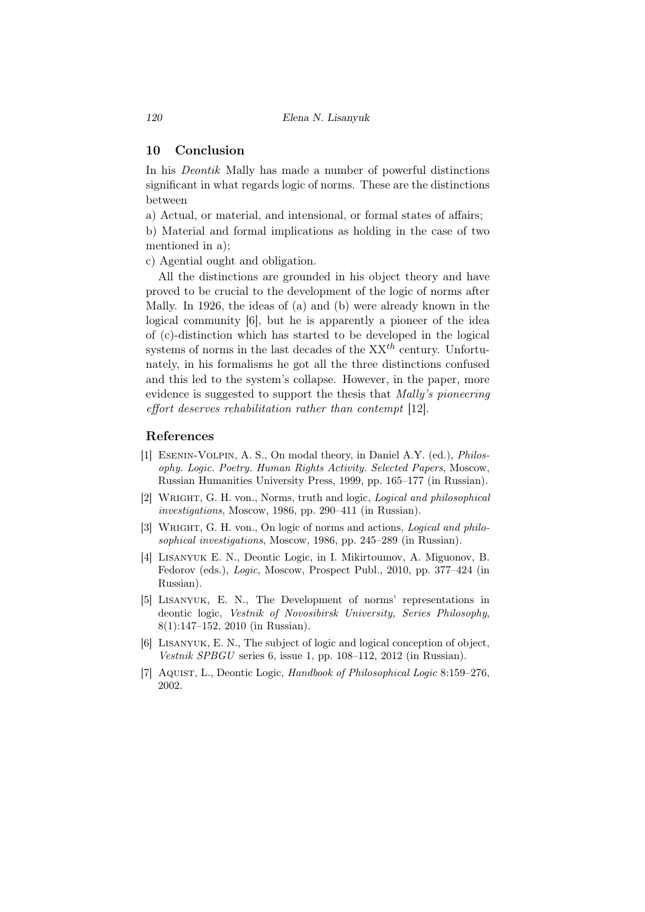## 10 Conclusion

In his *Deontik* Mally has made a number of powerful distinctions significant in what regards logic of norms. These are the distinctions between

a) Actual, or material, and intensional, or formal states of affairs;

b) Material and formal implications as holding in the case of two mentioned in a);

c) Agential ought and obligation.

All the distinctions are grounded in his object theory and have proved to be crucial to the development of the logic of norms after Mally. In 1926, the ideas of (a) and (b) were already known in the logical community [6], but he is apparently a pioneer of the idea of (c)-distinction which has started to be developed in the logical systems of norms in the last decades of the $XX^{th}$ century. Unfortunately, in his formalisms he got all the three distinctions confused and this led to the system's collapse. However, in the paper, more evidence is suggested to support the thesis that *Mally's pioneering effort deserves rehabilitation rather than contempt* [12].

## References

[1] Esenin-Volpin, A. S., On modal theory, in Daniel A.Y. (ed.), *Philosophy. Logic. Poetry. Human Rights Activity. Selected Papers*, Moscow, Russian Humanities University Press, 1999, pp. 165–177 (in Russian).

[2] Wright, G. H. von., Norms, truth and logic, *Logical and philosophical investigations*, Moscow, 1986, pp. 290–411 (in Russian).

[3] Wright, G. H. von., On logic of norms and actions, *Logical and philosophical investigations*, Moscow, 1986, pp. 245–289 (in Russian).

[4] Lisanyuk E. N., Deontic Logic, in I. Mikirtoumov, A. Miguonov, B. Fedorov (eds.), *Logic*, Moscow, Prospect Publ., 2010, pp. 377–424 (in Russian).

[5] Lisanyuk, E. N., The Development of norms' representations in deontic logic, *Vestnik of Novosibirsk University, Series Philosophy*, 8(1):147–152, 2010 (in Russian).

[6] Lisanyuk, E. N., The subject of logic and logical conception of object, *Vestnik SPBGU* series 6, issue 1, pp. 108–112, 2012 (in Russian).

[7] Aquist, L., Deontic Logic, *Handbook of Philosophical Logic* 8:159–276, 2002.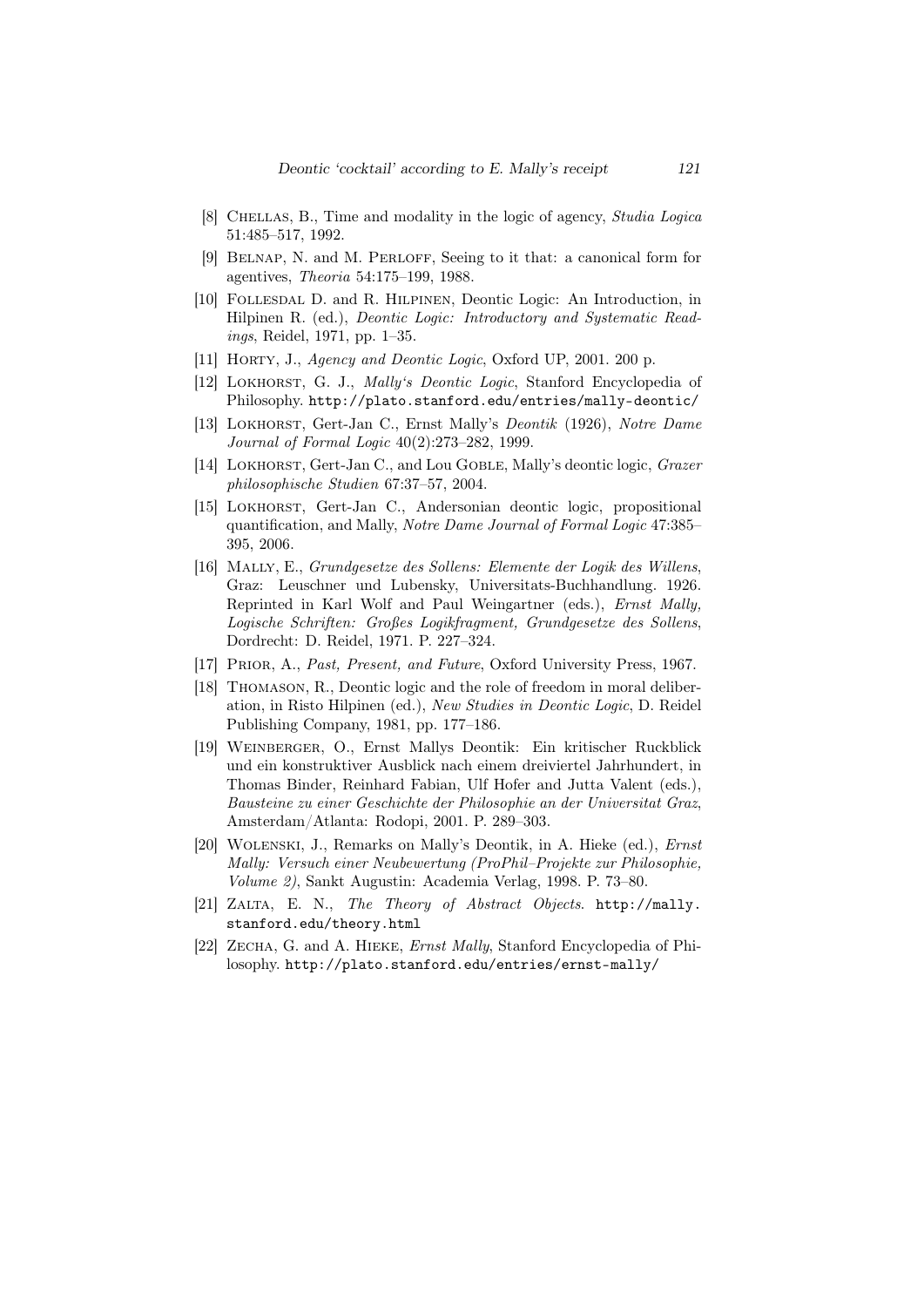[8] Chellas, B., Time and modality in the logic of agency, *Studia Logica* 51:485–517, 1992.

[9] Belnap, N. and M. Perloff, Seeing to it that: a canonical form for agentives, *Theoria* 54:175–199, 1988.

[10] Follesdal D. and R. Hilpinen, Deontic Logic: An Introduction, in Hilpinen R. (ed.), *Deontic Logic: Introductory and Systematic Readings*, Reidel, 1971, pp. 1–35.

[11] Horty, J., *Agency and Deontic Logic*, Oxford UP, 2001. 200 p.

[12] Lokhorst, G. J., *Mally's Deontic Logic*, Stanford Encyclopedia of Philosophy. `http://plato.stanford.edu/entries/mally-deontic/`

[13] Lokhorst, Gert-Jan C., Ernst Mally's *Deontik* (1926), *Notre Dame Journal of Formal Logic* 40(2):273–282, 1999.

[14] Lokhorst, Gert-Jan C., and Lou Goble, Mally's deontic logic, *Grazer philosophische Studien* 67:37–57, 2004.

[15] Lokhorst, Gert-Jan C., Andersonian deontic logic, propositional quantification, and Mally, *Notre Dame Journal of Formal Logic* 47:385–395, 2006.

[16] Mally, E., *Grundgesetze des Sollens: Elemente der Logik des Willens*, Graz: Leuschner und Lubensky, Universitats-Buchhandlung. 1926. Reprinted in Karl Wolf and Paul Weingartner (eds.), *Ernst Mally, Logische Schriften: Großes Logikfragment, Grundgesetze des Sollens*, Dordrecht: D. Reidel, 1971. P. 227–324.

[17] Prior, A., *Past, Present, and Future*, Oxford University Press, 1967.

[18] Thomason, R., Deontic logic and the role of freedom in moral deliberation, in Risto Hilpinen (ed.), *New Studies in Deontic Logic*, D. Reidel Publishing Company, 1981, pp. 177–186.

[19] Weinberger, O., Ernst Mallys Deontik: Ein kritischer Ruckblick und ein konstruktiver Ausblick nach einem dreiviertel Jahrhundert, in Thomas Binder, Reinhard Fabian, Ulf Hofer and Jutta Valent (eds.), *Bausteine zu einer Geschichte der Philosophie an der Universitat Graz*, Amsterdam/Atlanta: Rodopi, 2001. P. 289–303.

[20] Wolenski, J., Remarks on Mally's Deontik, in A. Hieke (ed.), *Ernst Mally: Versuch einer Neubewertung (ProPhil–Projekte zur Philosophie, Volume 2)*, Sankt Augustin: Academia Verlag, 1998. P. 73–80.

[21] Zalta, E. N., *The Theory of Abstract Objects*. `http://mally.stanford.edu/theory.html`

[22] Zecha, G. and A. Hieke, *Ernst Mally*, Stanford Encyclopedia of Philosophy. `http://plato.stanford.edu/entries/ernst-mally/`